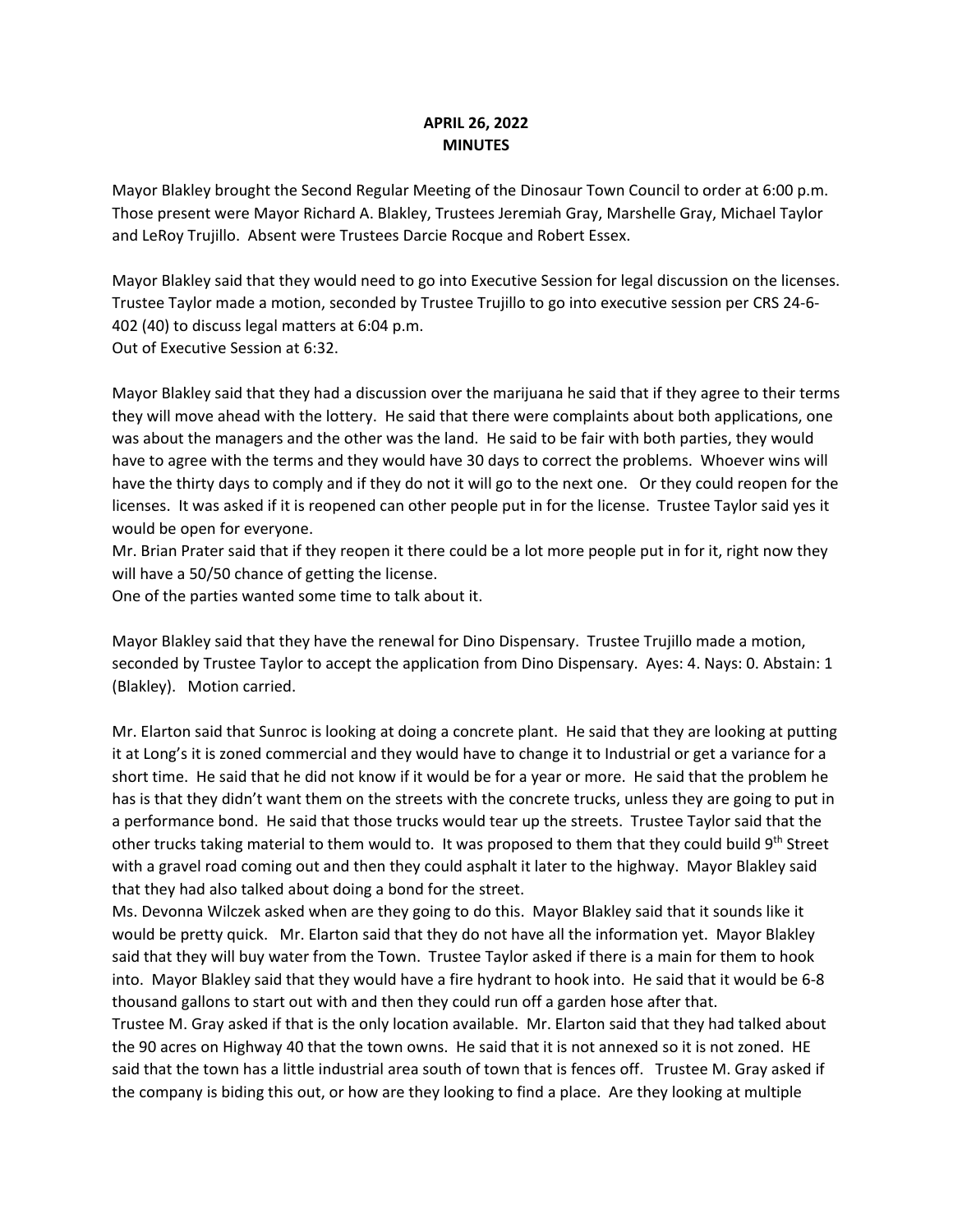**APRIL 26, 2022**
**MINUTES**

Mayor Blakley brought the Second Regular Meeting of the Dinosaur Town Council to order at 6:00 p.m. Those present were Mayor Richard A. Blakley, Trustees Jeremiah Gray, Marshelle Gray, Michael Taylor and LeRoy Trujillo. Absent were Trustees Darcie Rocque and Robert Essex.

Mayor Blakley said that they would need to go into Executive Session for legal discussion on the licenses. Trustee Taylor made a motion, seconded by Trustee Trujillo to go into executive session per CRS 24-6-402 (40) to discuss legal matters at 6:04 p.m.
Out of Executive Session at 6:32.

Mayor Blakley said that they had a discussion over the marijuana he said that if they agree to their terms they will move ahead with the lottery. He said that there were complaints about both applications, one was about the managers and the other was the land. He said to be fair with both parties, they would have to agree with the terms and they would have 30 days to correct the problems. Whoever wins will have the thirty days to comply and if they do not it will go to the next one. Or they could reopen for the licenses. It was asked if it is reopened can other people put in for the license. Trustee Taylor said yes it would be open for everyone.
Mr. Brian Prater said that if they reopen it there could be a lot more people put in for it, right now they will have a 50/50 chance of getting the license.
One of the parties wanted some time to talk about it.

Mayor Blakley said that they have the renewal for Dino Dispensary. Trustee Trujillo made a motion, seconded by Trustee Taylor to accept the application from Dino Dispensary. Ayes: 4. Nays: 0. Abstain: 1 (Blakley). Motion carried.

Mr. Elarton said that Sunroc is looking at doing a concrete plant. He said that they are looking at putting it at Long's it is zoned commercial and they would have to change it to Industrial or get a variance for a short time. He said that he did not know if it would be for a year or more. He said that the problem he has is that they didn't want them on the streets with the concrete trucks, unless they are going to put in a performance bond. He said that those trucks would tear up the streets. Trustee Taylor said that the other trucks taking material to them would to. It was proposed to them that they could build 9th Street with a gravel road coming out and then they could asphalt it later to the highway. Mayor Blakley said that they had also talked about doing a bond for the street.
Ms. Devonna Wilczek asked when are they going to do this. Mayor Blakley said that it sounds like it would be pretty quick. Mr. Elarton said that they do not have all the information yet. Mayor Blakley said that they will buy water from the Town. Trustee Taylor asked if there is a main for them to hook into. Mayor Blakley said that they would have a fire hydrant to hook into. He said that it would be 6-8 thousand gallons to start out with and then they could run off a garden hose after that.
Trustee M. Gray asked if that is the only location available. Mr. Elarton said that they had talked about the 90 acres on Highway 40 that the town owns. He said that it is not annexed so it is not zoned. HE said that the town has a little industrial area south of town that is fences off. Trustee M. Gray asked if the company is biding this out, or how are they looking to find a place. Are they looking at multiple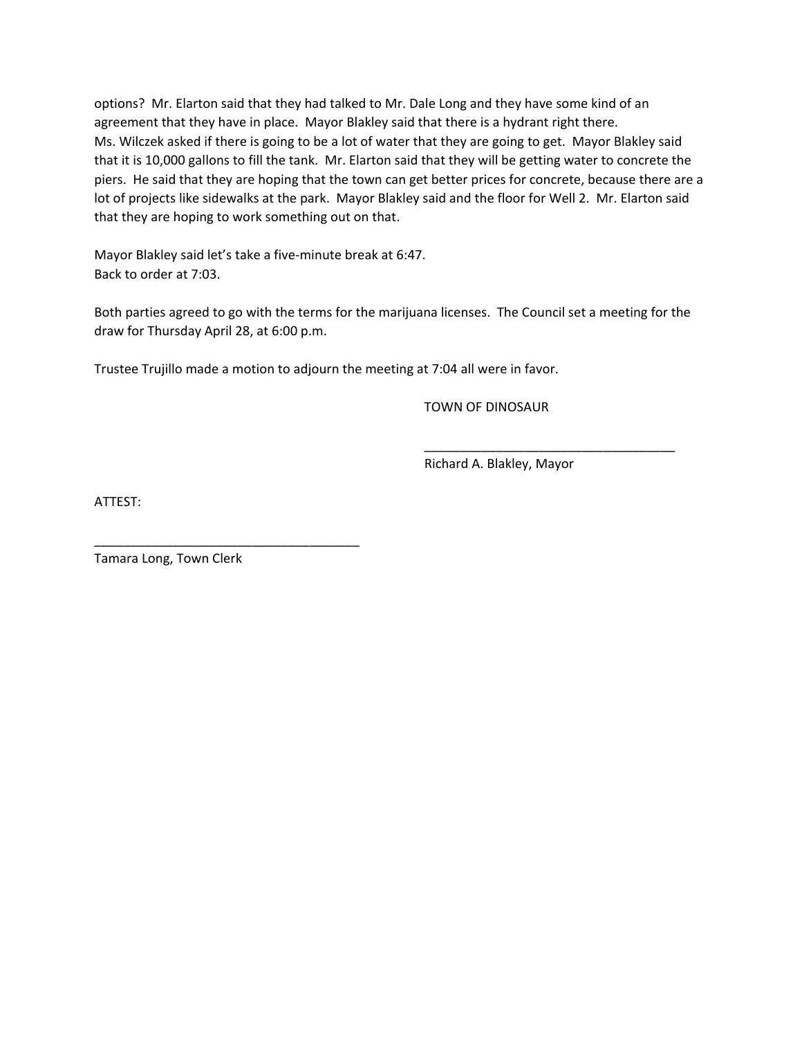options? Mr. Elarton said that they had talked to Mr. Dale Long and they have some kind of an agreement that they have in place. Mayor Blakley said that there is a hydrant right there. Ms. Wilczek asked if there is going to be a lot of water that they are going to get. Mayor Blakley said that it is 10,000 gallons to fill the tank. Mr. Elarton said that they will be getting water to concrete the piers. He said that they are hoping that the town can get better prices for concrete, because there are a lot of projects like sidewalks at the park. Mayor Blakley said and the floor for Well 2. Mr. Elarton said that they are hoping to work something out on that.

Mayor Blakley said let's take a five-minute break at 6:47.
Back to order at 7:03.

Both parties agreed to go with the terms for the marijuana licenses. The Council set a meeting for the draw for Thursday April 28, at 6:00 p.m.

Trustee Trujillo made a motion to adjourn the meeting at 7:04 all were in favor.

TOWN OF DINOSAUR

____________________________________
Richard A. Blakley, Mayor

ATTEST:

______________________________________
Tamara Long, Town Clerk